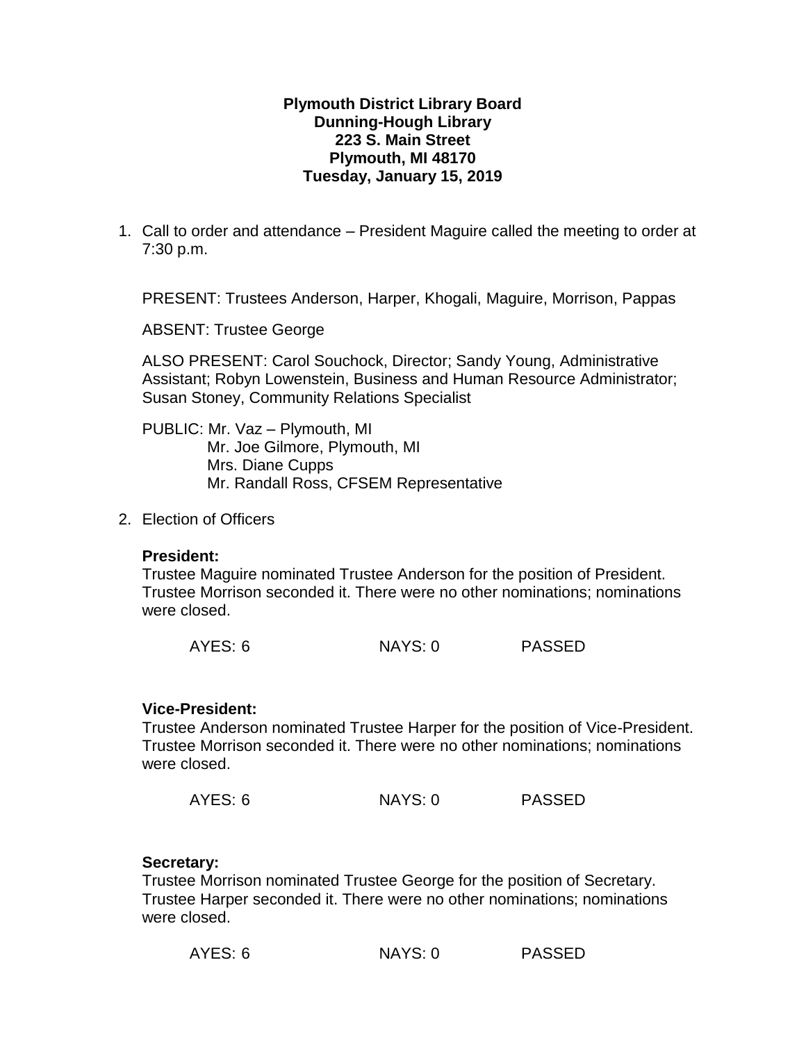**Plymouth District Library Board**
**Dunning-Hough Library**
**223 S. Main Street**
**Plymouth, MI 48170**
**Tuesday, January 15, 2019**

1. Call to order and attendance – President Maguire called the meeting to order at 7:30 p.m.

   PRESENT: Trustees Anderson, Harper, Khogali, Maguire, Morrison, Pappas

   ABSENT: Trustee George

   ALSO PRESENT: Carol Souchock, Director; Sandy Young, Administrative Assistant; Robyn Lowenstein, Business and Human Resource Administrator; Susan Stoney, Community Relations Specialist

   PUBLIC: Mr. Vaz – Plymouth, MI
   Mr. Joe Gilmore, Plymouth, MI
   Mrs. Diane Cupps
   Mr. Randall Ross, CFSEM Representative

2. Election of Officers

   **President:**
   Trustee Maguire nominated Trustee Anderson for the position of President. Trustee Morrison seconded it. There were no other nominations; nominations were closed.

   AYES: 6 NAYS: 0 PASSED

   **Vice-President:**
   Trustee Anderson nominated Trustee Harper for the position of Vice-President. Trustee Morrison seconded it. There were no other nominations; nominations were closed.

   AYES: 6 NAYS: 0 PASSED

   **Secretary:**
   Trustee Morrison nominated Trustee George for the position of Secretary. Trustee Harper seconded it. There were no other nominations; nominations were closed.

   AYES: 6 NAYS: 0 PASSED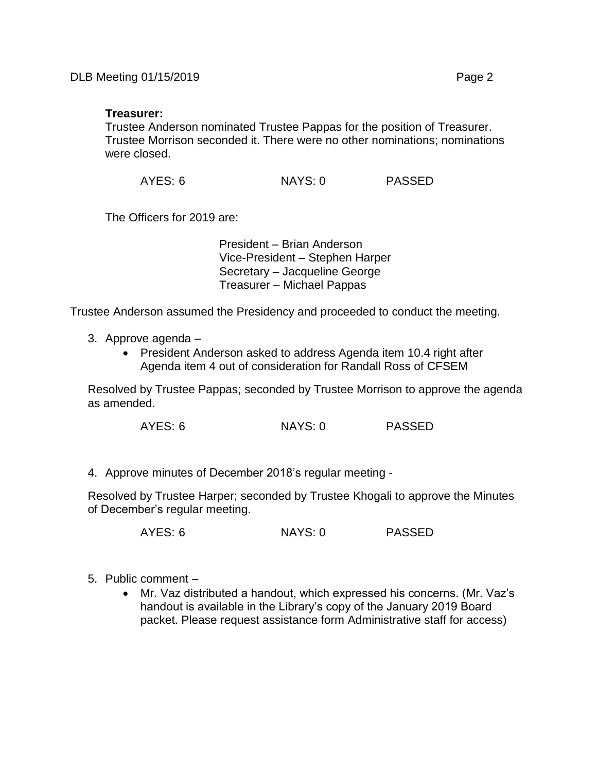**Treasurer:**
Trustee Anderson nominated Trustee Pappas for the position of Treasurer. Trustee Morrison seconded it. There were no other nominations; nominations were closed.

AYES: 6 NAYS: 0 PASSED

The Officers for 2019 are:

President – Brian Anderson
Vice-President – Stephen Harper
Secretary – Jacqueline George
Treasurer – Michael Pappas

Trustee Anderson assumed the Presidency and proceeded to conduct the meeting.

3. Approve agenda –
   - President Anderson asked to address Agenda item 10.4 right after Agenda item 4 out of consideration for Randall Ross of CFSEM

Resolved by Trustee Pappas; seconded by Trustee Morrison to approve the agenda as amended.

AYES: 6 NAYS: 0 PASSED

4. Approve minutes of December 2018's regular meeting -

Resolved by Trustee Harper; seconded by Trustee Khogali to approve the Minutes of December's regular meeting.

AYES: 6 NAYS: 0 PASSED

5. Public comment –
   - Mr. Vaz distributed a handout, which expressed his concerns. (Mr. Vaz's handout is available in the Library's copy of the January 2019 Board packet. Please request assistance form Administrative staff for access)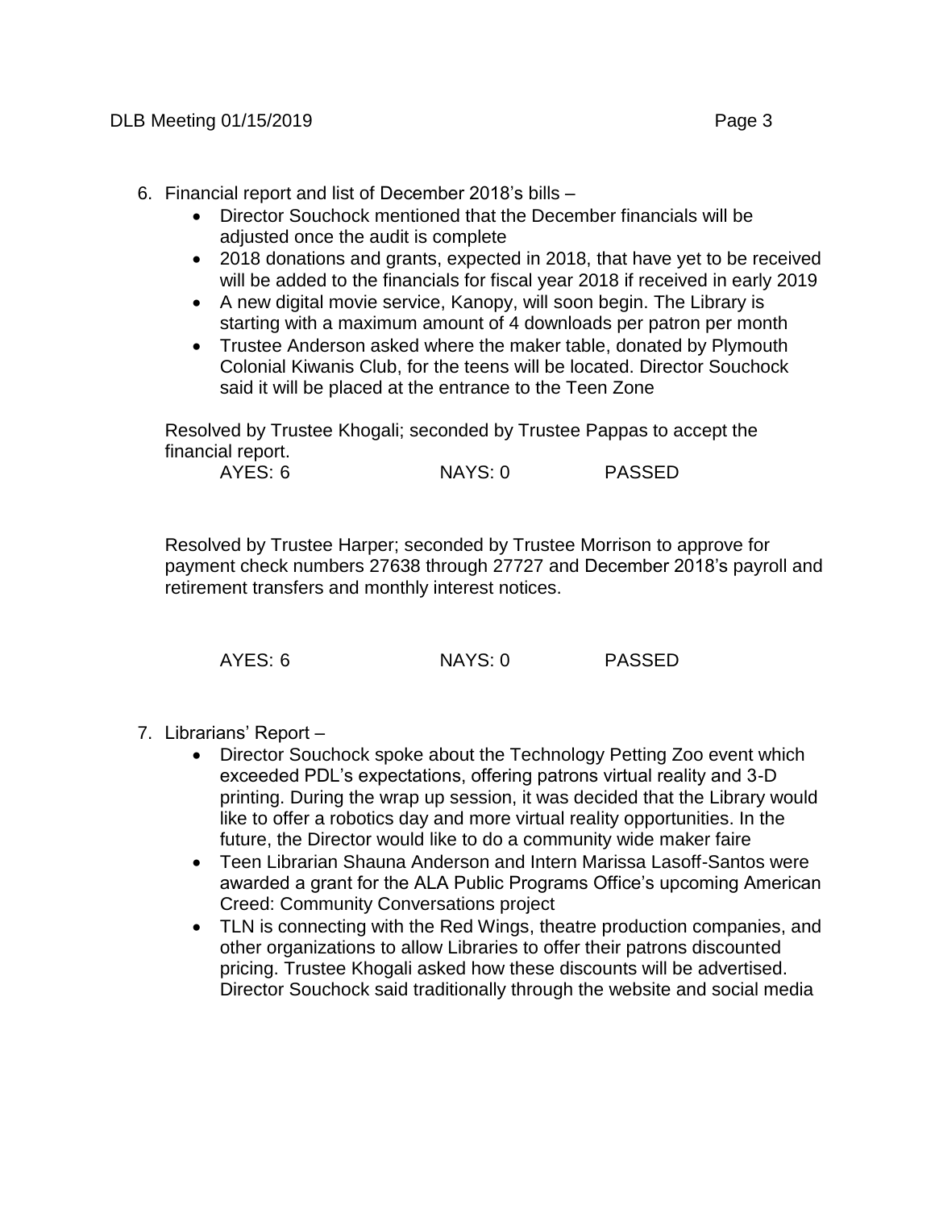6. Financial report and list of December 2018's bills –
   - Director Souchock mentioned that the December financials will be adjusted once the audit is complete
   - 2018 donations and grants, expected in 2018, that have yet to be received will be added to the financials for fiscal year 2018 if received in early 2019
   - A new digital movie service, Kanopy, will soon begin. The Library is starting with a maximum amount of 4 downloads per patron per month
   - Trustee Anderson asked where the maker table, donated by Plymouth Colonial Kiwanis Club, for the teens will be located. Director Souchock said it will be placed at the entrance to the Teen Zone

   Resolved by Trustee Khogali; seconded by Trustee Pappas to accept the financial report.

   AYES: 6 NAYS: 0 PASSED

   Resolved by Trustee Harper; seconded by Trustee Morrison to approve for payment check numbers 27638 through 27727 and December 2018's payroll and retirement transfers and monthly interest notices.

   AYES: 6 NAYS: 0 PASSED

7. Librarians' Report –
   - Director Souchock spoke about the Technology Petting Zoo event which exceeded PDL's expectations, offering patrons virtual reality and 3-D printing. During the wrap up session, it was decided that the Library would like to offer a robotics day and more virtual reality opportunities. In the future, the Director would like to do a community wide maker faire
   - Teen Librarian Shauna Anderson and Intern Marissa Lasoff-Santos were awarded a grant for the ALA Public Programs Office's upcoming American Creed: Community Conversations project
   - TLN is connecting with the Red Wings, theatre production companies, and other organizations to allow Libraries to offer their patrons discounted pricing. Trustee Khogali asked how these discounts will be advertised. Director Souchock said traditionally through the website and social media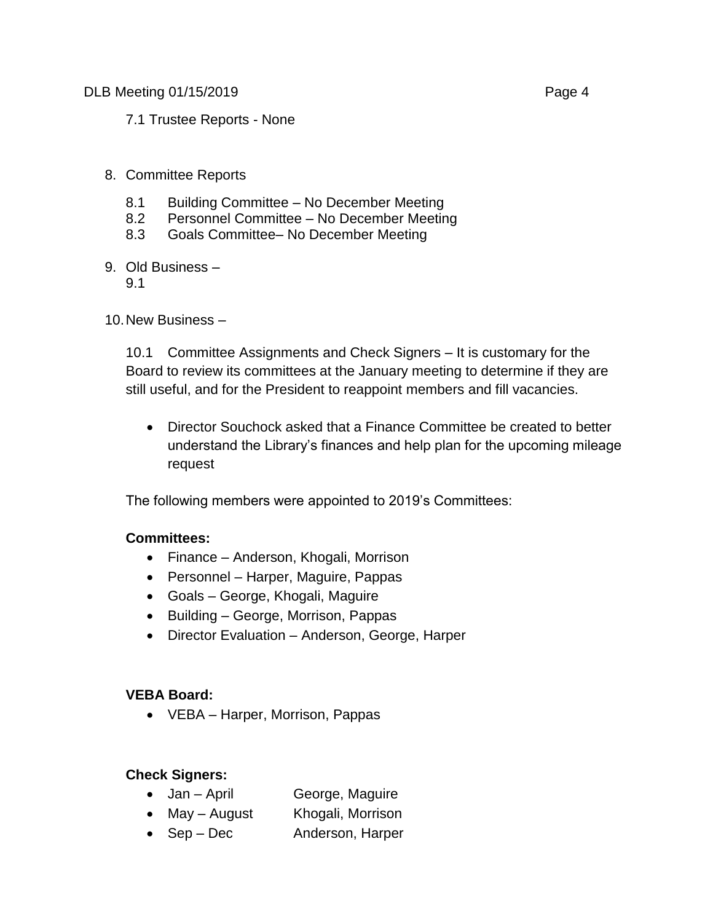7.1 Trustee Reports - None

8. Committee Reports

    8.1 Building Committee – No December Meeting
    8.2 Personnel Committee – No December Meeting
    8.3 Goals Committee– No December Meeting

9. Old Business –
    9.1

10. New Business –

    10.1 Committee Assignments and Check Signers – It is customary for the Board to review its committees at the January meeting to determine if they are still useful, and for the President to reappoint members and fill vacancies.

    - Director Souchock asked that a Finance Committee be created to better understand the Library's finances and help plan for the upcoming mileage request

    The following members were appointed to 2019's Committees:

    **Committees:**

    - Finance – Anderson, Khogali, Morrison
    - Personnel – Harper, Maguire, Pappas
    - Goals – George, Khogali, Maguire
    - Building – George, Morrison, Pappas
    - Director Evaluation – Anderson, George, Harper

    **VEBA Board:**

    - VEBA – Harper, Morrison, Pappas

    **Check Signers:**

    - Jan – April George, Maguire
    - May – August Khogali, Morrison
    - Sep – Dec Anderson, Harper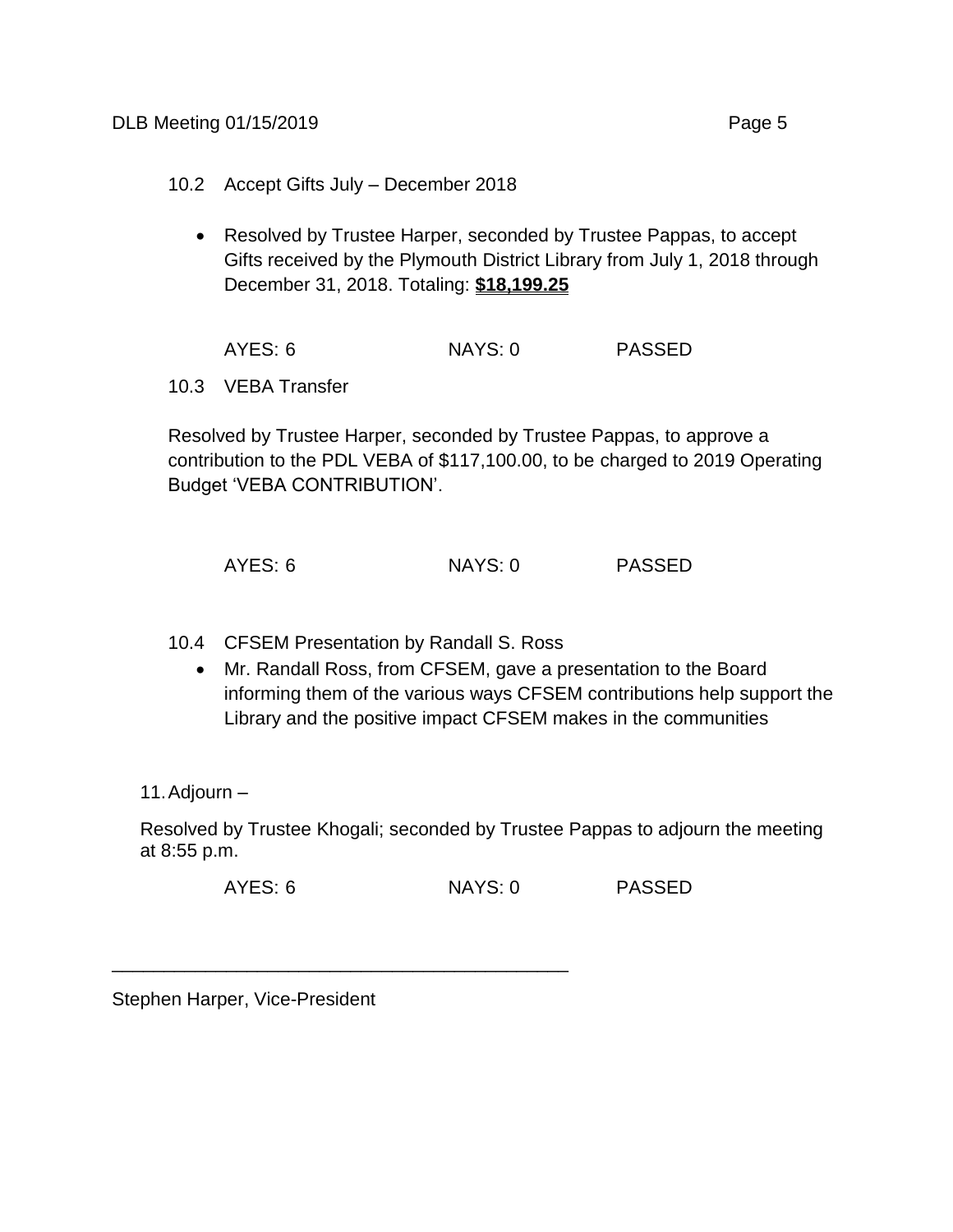10.2 Accept Gifts July – December 2018

- Resolved by Trustee Harper, seconded by Trustee Pappas, to accept Gifts received by the Plymouth District Library from July 1, 2018 through December 31, 2018. Totaling: **$18,199.25**

AYES: 6 NAYS: 0 PASSED

10.3 VEBA Transfer

Resolved by Trustee Harper, seconded by Trustee Pappas, to approve a contribution to the PDL VEBA of $117,100.00, to be charged to 2019 Operating Budget 'VEBA CONTRIBUTION'.

AYES: 6 NAYS: 0 PASSED

10.4 CFSEM Presentation by Randall S. Ross

- Mr. Randall Ross, from CFSEM, gave a presentation to the Board informing them of the various ways CFSEM contributions help support the Library and the positive impact CFSEM makes in the communities

11. Adjourn –

Resolved by Trustee Khogali; seconded by Trustee Pappas to adjourn the meeting at 8:55 p.m.

AYES: 6 NAYS: 0 PASSED

\_\_\_\_\_\_\_\_\_\_\_\_\_\_\_\_\_\_\_\_\_\_\_\_\_\_\_\_\_\_\_\_\_\_\_\_\_\_\_\_\_\_\_\_

Stephen Harper, Vice-President